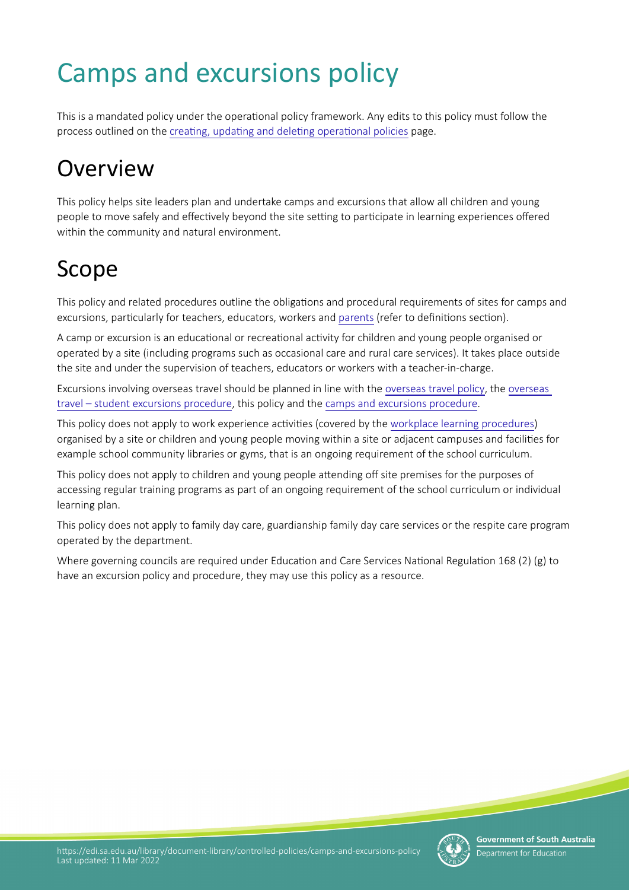# Camps and excursions policy

This is a mandated policy under the operational policy framework. Any edits to this policy must follow the process outlined on the creating, updating and deleting operational policies page.

## Overview

This policy helps site leaders plan and undertake camps and excursions that allow all children and young people to move safely and effectively beyond the site setting to participate in learning experiences offered within the community and natural environment.

## Scope

This policy and related procedures outline the obligations and procedural requirements of sites for camps and excursions, particularly for teachers, educators, workers and parents (refer to definitions section).

A camp or excursion is an educational or recreational activity for children and young people organised or operated by a site (including programs such as occasional care and rural care services). It takes place outside the site and under the supervision of teachers, educators or workers with a teacher-in-charge.

Excursions involving overseas travel should be planned in line with the overseas travel policy, the overseas travel – student excursions procedure, this policy and the camps and excursions procedure.

This policy does not apply to work experience activities (covered by the workplace learning procedures) organised by a site or children and young people moving within a site or adjacent campuses and facilities for example school community libraries or gyms, that is an ongoing requirement of the school curriculum.

This policy does not apply to children and young people attending off site premises for the purposes of accessing regular training programs as part of an ongoing requirement of the school curriculum or individual learning plan.

This policy does not apply to family day care, guardianship family day care services or the respite care program operated by the department.

Where governing councils are required under Education and Care Services National Regulation 168 (2) (g) to have an excursion policy and procedure, they may use this policy as a resource.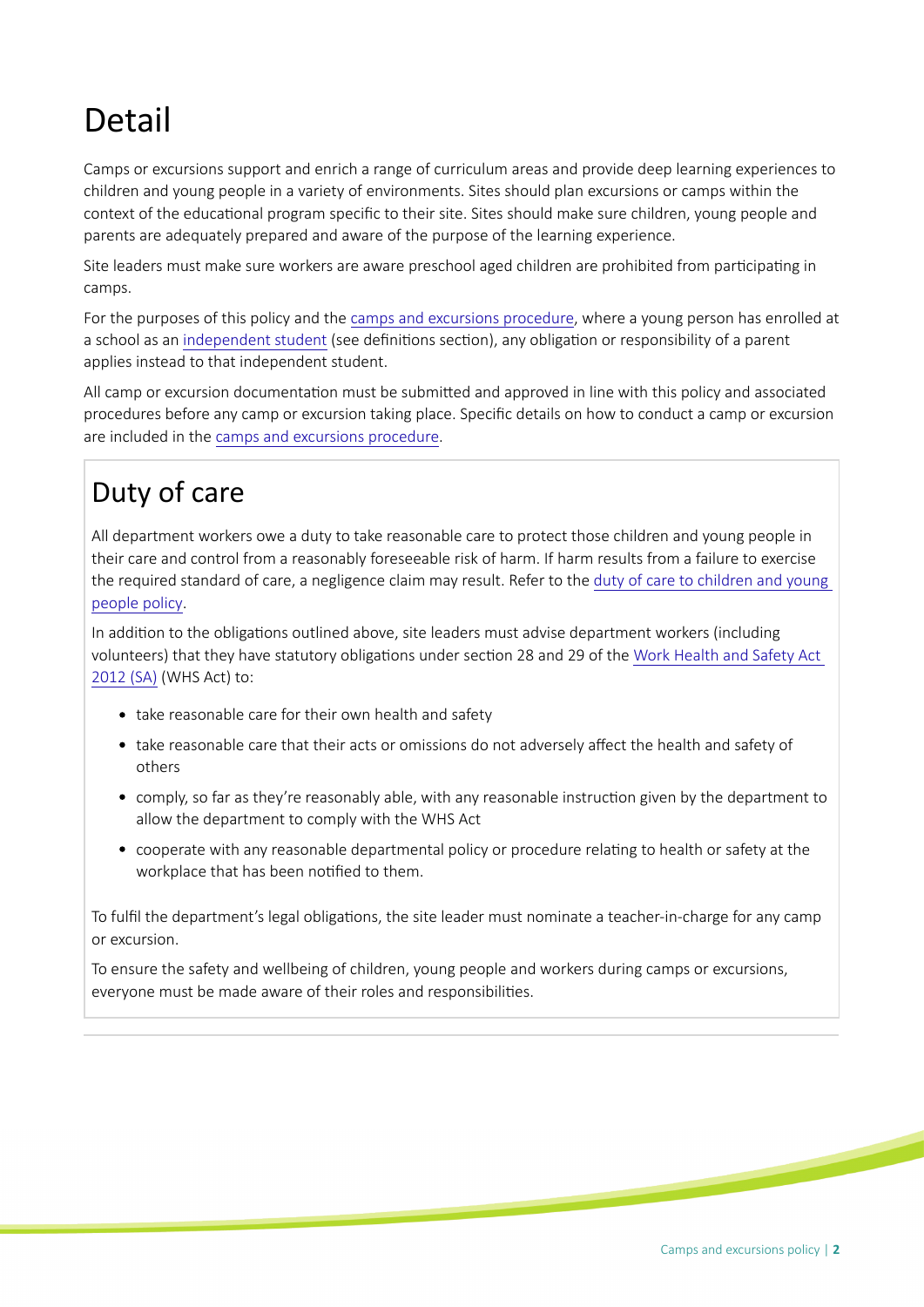# Detail

Camps or excursions support and enrich a range of curriculum areas and provide deep learning experiences to children and young people in a variety of environments. Sites should plan excursions or camps within the context of the educational program specific to their site. Sites should make sure children, young people and parents are adequately prepared and aware of the purpose of the learning experience.

Site leaders must make sure workers are aware preschool aged children are prohibited from participating in camps.

For the purposes of this policy and the camps and excursions procedure, where a young person has enrolled at a school as an independent student (see definitions section), any obligation or responsibility of a parent applies instead to that independent student.

All camp or excursion documentation must be submitted and approved in line with this policy and associated procedures before any camp or excursion taking place. Specific details on how to conduct a camp or excursion are included in the camps and excursions procedure.

## Duty of care

All department workers owe a duty to take reasonable care to protect those children and young people in their care and control from a reasonably foreseeable risk of harm. If harm results from a failure to exercise the required standard of care, a negligence claim may result. Refer to the duty of care to children and young people policy.

In addition to the obligations outlined above, site leaders must advise department workers (including volunteers) that they have statutory obligations under section 28 and 29 of the Work Health and Safety Act 2012 (SA) (WHS Act) to:

- take reasonable care for their own health and safety
- take reasonable care that their acts or omissions do not adversely affect the health and safety of others
- comply, so far as they're reasonably able, with any reasonable instruction given by the department to allow the department to comply with the WHS Act
- cooperate with any reasonable departmental policy or procedure relating to health or safety at the workplace that has been notified to them.

To fulfil the department's legal obligations, the site leader must nominate a teacher-in-charge for any camp or excursion.

To ensure the safety and wellbeing of children, young people and workers during camps or excursions, everyone must be made aware of their roles and responsibilities.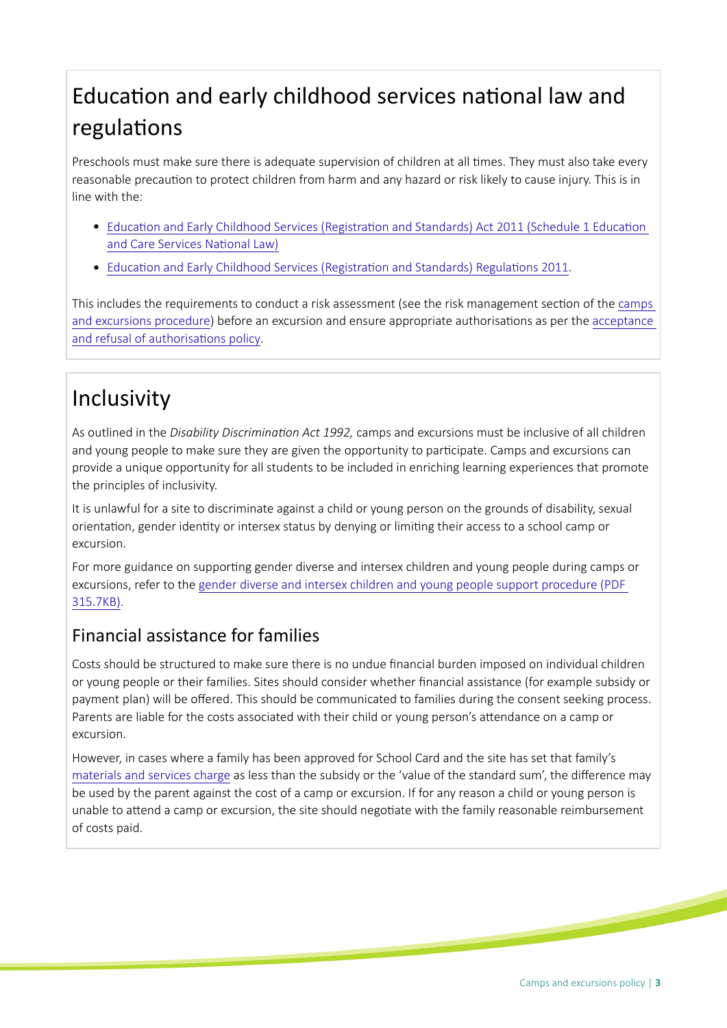## Education and early childhood services national law and regulations

Preschools must make sure there is adequate supervision of children at all times. They must also take every reasonable precaution to protect children from harm and any hazard or risk likely to cause injury. This is in line with the:

- Education and Early Childhood Services (Registration and Standards) Act 2011 (Schedule 1 Education and Care Services National Law)
- Education and Early Childhood Services (Registration and Standards) Regulations 2011.

This includes the requirements to conduct a risk assessment (see the risk management section of the camps and excursions procedure) before an excursion and ensure appropriate authorisations as per the acceptance and refusal of authorisations policy.

## Inclusivity

As outlined in the *Disability Discrimination Act 1992,* camps and excursions must be inclusive of all children and young people to make sure they are given the opportunity to participate. Camps and excursions can provide a unique opportunity for all students to be included in enriching learning experiences that promote the principles of inclusivity.

It is unlawful for a site to discriminate against a child or young person on the grounds of disability, sexual orientation, gender identity or intersex status by denying or limiting their access to a school camp or excursion.

For more guidance on supporting gender diverse and intersex children and young people during camps or excursions, refer to the gender diverse and intersex children and young people support procedure (PDF 315.7KB).

### Financial assistance for families

Costs should be structured to make sure there is no undue financial burden imposed on individual children or young people or their families. Sites should consider whether financial assistance (for example subsidy or payment plan) will be offered. This should be communicated to families during the consent seeking process. Parents are liable for the costs associated with their child or young person's attendance on a camp or excursion.

However, in cases where a family has been approved for School Card and the site has set that family's materials and services charge as less than the subsidy or the 'value of the standard sum', the difference may be used by the parent against the cost of a camp or excursion. If for any reason a child or young person is unable to attend a camp or excursion, the site should negotiate with the family reasonable reimbursement of costs paid.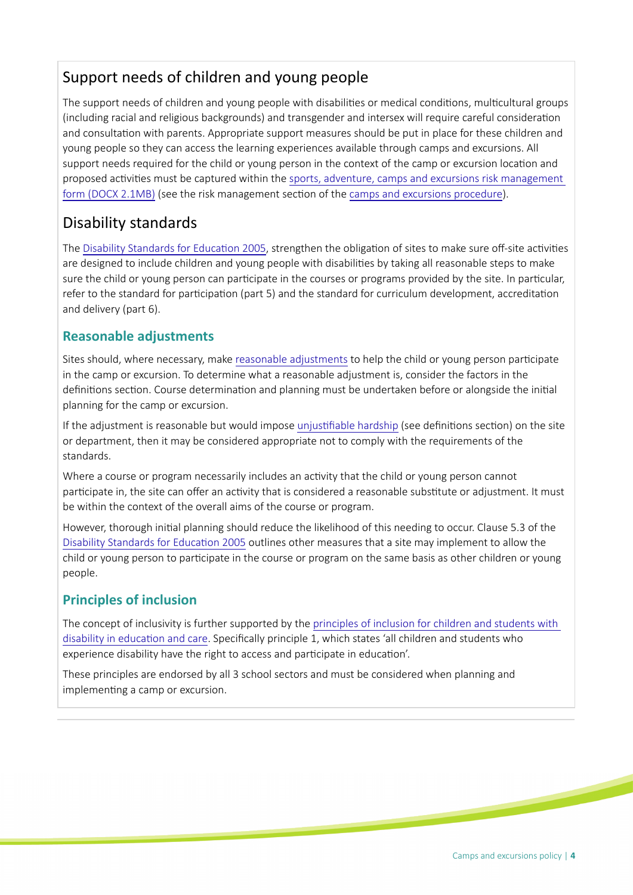## Support needs of children and young people

The support needs of children and young people with disabilities or medical conditions, multicultural groups (including racial and religious backgrounds) and transgender and intersex will require careful consideration and consultation with parents. Appropriate support measures should be put in place for these children and young people so they can access the learning experiences available through camps and excursions. All support needs required for the child or young person in the context of the camp or excursion location and proposed activities must be captured within the sports, adventure, camps and excursions risk management form (DOCX 2.1MB) (see the risk management section of the camps and excursions procedure).

## Disability standards

The Disability Standards for Education 2005, strengthen the obligation of sites to make sure off-site activities are designed to include children and young people with disabilities by taking all reasonable steps to make sure the child or young person can participate in the courses or programs provided by the site. In particular, refer to the standard for participation (part 5) and the standard for curriculum development, accreditation and delivery (part 6).

### Reasonable adjustments

Sites should, where necessary, make reasonable adjustments to help the child or young person participate in the camp or excursion. To determine what a reasonable adjustment is, consider the factors in the definitions section. Course determination and planning must be undertaken before or alongside the initial planning for the camp or excursion.

If the adjustment is reasonable but would impose unjustifiable hardship (see definitions section) on the site or department, then it may be considered appropriate not to comply with the requirements of the standards.

Where a course or program necessarily includes an activity that the child or young person cannot participate in, the site can offer an activity that is considered a reasonable substitute or adjustment. It must be within the context of the overall aims of the course or program.

However, thorough initial planning should reduce the likelihood of this needing to occur. Clause 5.3 of the Disability Standards for Education 2005 outlines other measures that a site may implement to allow the child or young person to participate in the course or program on the same basis as other children or young people.

### Principles of inclusion

The concept of inclusivity is further supported by the principles of inclusion for children and students with disability in education and care. Specifically principle 1, which states 'all children and students who experience disability have the right to access and participate in education'.

These principles are endorsed by all 3 school sectors and must be considered when planning and implementing a camp or excursion.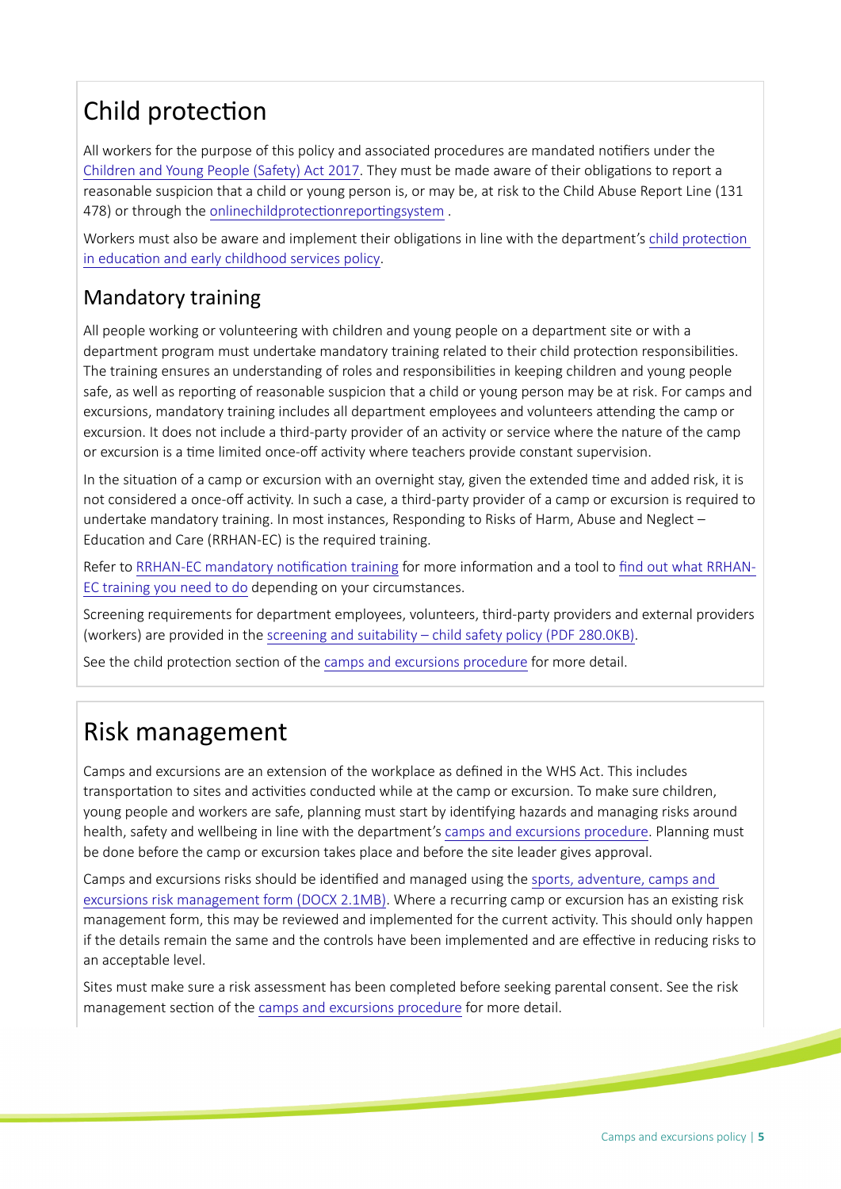# Child protection

All workers for the purpose of this policy and associated procedures are mandated notifiers under the Children and Young People (Safety) Act 2017. They must be made aware of their obligations to report a reasonable suspicion that a child or young person is, or may be, at risk to the Child Abuse Report Line (131 478) or through the onlinechildprotectionreportingsystem .

Workers must also be aware and implement their obligations in line with the department's child protection in education and early childhood services policy.

## Mandatory training

All people working or volunteering with children and young people on a department site or with a department program must undertake mandatory training related to their child protection responsibilities. The training ensures an understanding of roles and responsibilities in keeping children and young people safe, as well as reporting of reasonable suspicion that a child or young person may be at risk. For camps and excursions, mandatory training includes all department employees and volunteers attending the camp or excursion. It does not include a third-party provider of an activity or service where the nature of the camp or excursion is a time limited once-off activity where teachers provide constant supervision.

In the situation of a camp or excursion with an overnight stay, given the extended time and added risk, it is not considered a once-off activity. In such a case, a third-party provider of a camp or excursion is required to undertake mandatory training. In most instances, Responding to Risks of Harm, Abuse and Neglect – Education and Care (RRHAN-EC) is the required training.

Refer to RRHAN-EC mandatory notification training for more information and a tool to find out what RRHAN-EC training you need to do depending on your circumstances.

Screening requirements for department employees, volunteers, third-party providers and external providers (workers) are provided in the screening and suitability – child safety policy (PDF 280.0KB).

See the child protection section of the camps and excursions procedure for more detail.

# Risk management

Camps and excursions are an extension of the workplace as defined in the WHS Act. This includes transportation to sites and activities conducted while at the camp or excursion. To make sure children, young people and workers are safe, planning must start by identifying hazards and managing risks around health, safety and wellbeing in line with the department's camps and excursions procedure. Planning must be done before the camp or excursion takes place and before the site leader gives approval.

Camps and excursions risks should be identified and managed using the sports, adventure, camps and excursions risk management form (DOCX 2.1MB). Where a recurring camp or excursion has an existing risk management form, this may be reviewed and implemented for the current activity. This should only happen if the details remain the same and the controls have been implemented and are effective in reducing risks to an acceptable level.

Sites must make sure a risk assessment has been completed before seeking parental consent. See the risk management section of the camps and excursions procedure for more detail.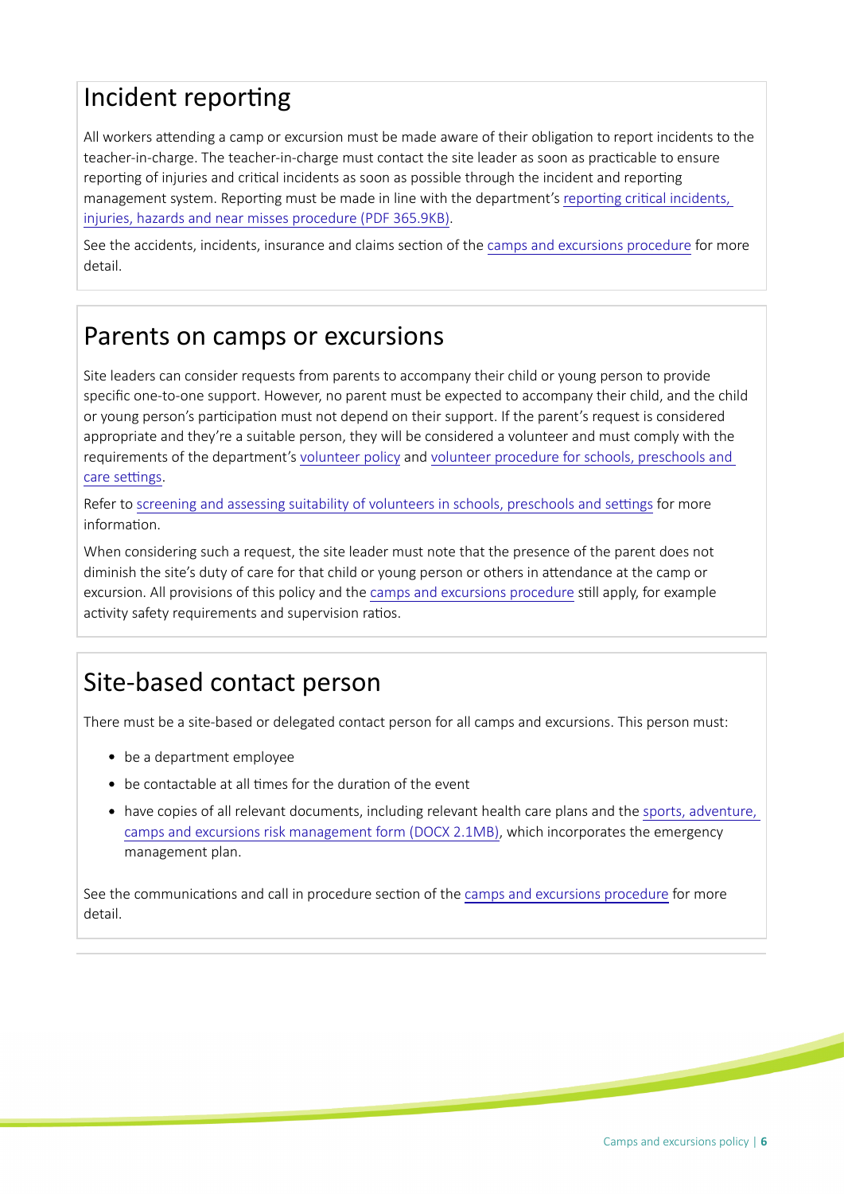## Incident reporting

All workers attending a camp or excursion must be made aware of their obligation to report incidents to the teacher-in-charge. The teacher-in-charge must contact the site leader as soon as practicable to ensure reporting of injuries and critical incidents as soon as possible through the incident and reporting management system. Reporting must be made in line with the department's reporting critical incidents, injuries, hazards and near misses procedure (PDF 365.9KB).

See the accidents, incidents, insurance and claims section of the camps and excursions procedure for more detail.

## Parents on camps or excursions

Site leaders can consider requests from parents to accompany their child or young person to provide specific one-to-one support. However, no parent must be expected to accompany their child, and the child or young person's participation must not depend on their support. If the parent's request is considered appropriate and they're a suitable person, they will be considered a volunteer and must comply with the requirements of the department's volunteer policy and volunteer procedure for schools, preschools and care settings.

Refer to screening and assessing suitability of volunteers in schools, preschools and settings for more information.

When considering such a request, the site leader must note that the presence of the parent does not diminish the site's duty of care for that child or young person or others in attendance at the camp or excursion. All provisions of this policy and the camps and excursions procedure still apply, for example activity safety requirements and supervision ratios.

## Site-based contact person

There must be a site-based or delegated contact person for all camps and excursions. This person must:

- be a department employee
- be contactable at all times for the duration of the event
- have copies of all relevant documents, including relevant health care plans and the sports, adventure, camps and excursions risk management form (DOCX 2.1MB), which incorporates the emergency management plan.

See the communications and call in procedure section of the camps and excursions procedure for more detail.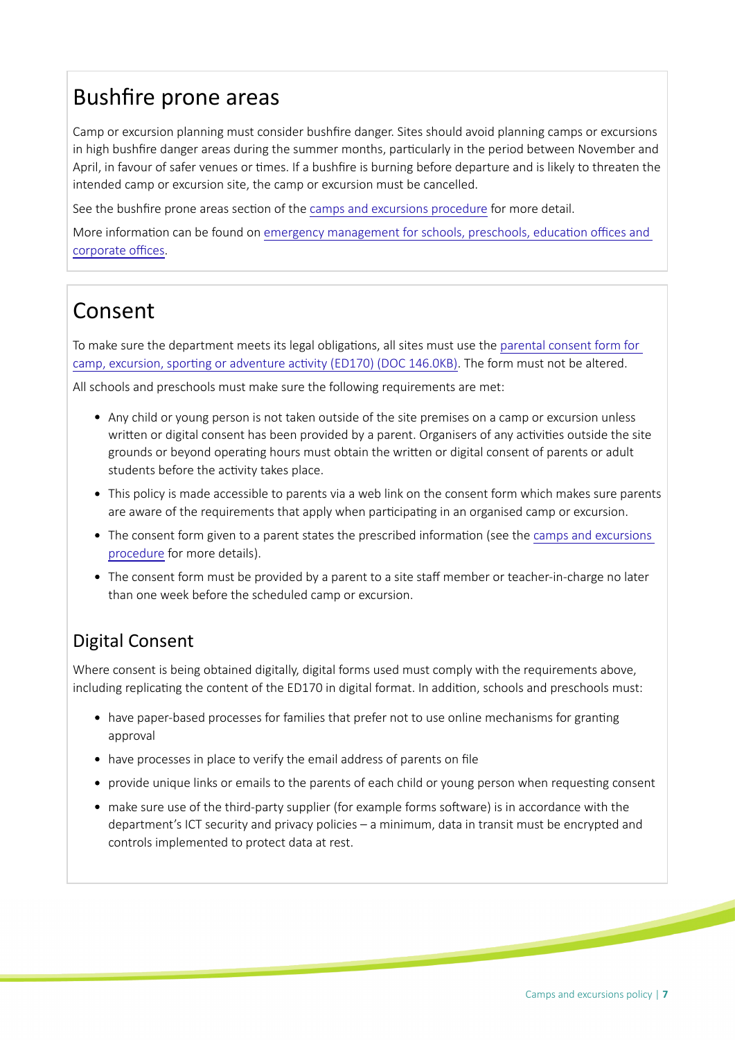## Bushfire prone areas

Camp or excursion planning must consider bushfire danger. Sites should avoid planning camps or excursions in high bushfire danger areas during the summer months, particularly in the period between November and April, in favour of safer venues or times. If a bushfire is burning before departure and is likely to threaten the intended camp or excursion site, the camp or excursion must be cancelled.

See the bushfire prone areas section of the camps and excursions procedure for more detail.

More information can be found on emergency management for schools, preschools, education offices and corporate offices.

## Consent

To make sure the department meets its legal obligations, all sites must use the parental consent form for camp, excursion, sporting or adventure activity (ED170) (DOC 146.0KB). The form must not be altered.

All schools and preschools must make sure the following requirements are met:

- Any child or young person is not taken outside of the site premises on a camp or excursion unless written or digital consent has been provided by a parent. Organisers of any activities outside the site grounds or beyond operating hours must obtain the written or digital consent of parents or adult students before the activity takes place.
- This policy is made accessible to parents via a web link on the consent form which makes sure parents are aware of the requirements that apply when participating in an organised camp or excursion.
- The consent form given to a parent states the prescribed information (see the camps and excursions procedure for more details).
- The consent form must be provided by a parent to a site staff member or teacher-in-charge no later than one week before the scheduled camp or excursion.

### Digital Consent

Where consent is being obtained digitally, digital forms used must comply with the requirements above, including replicating the content of the ED170 in digital format. In addition, schools and preschools must:

- have paper-based processes for families that prefer not to use online mechanisms for granting approval
- have processes in place to verify the email address of parents on file
- provide unique links or emails to the parents of each child or young person when requesting consent
- make sure use of the third-party supplier (for example forms software) is in accordance with the department's ICT security and privacy policies – a minimum, data in transit must be encrypted and controls implemented to protect data at rest.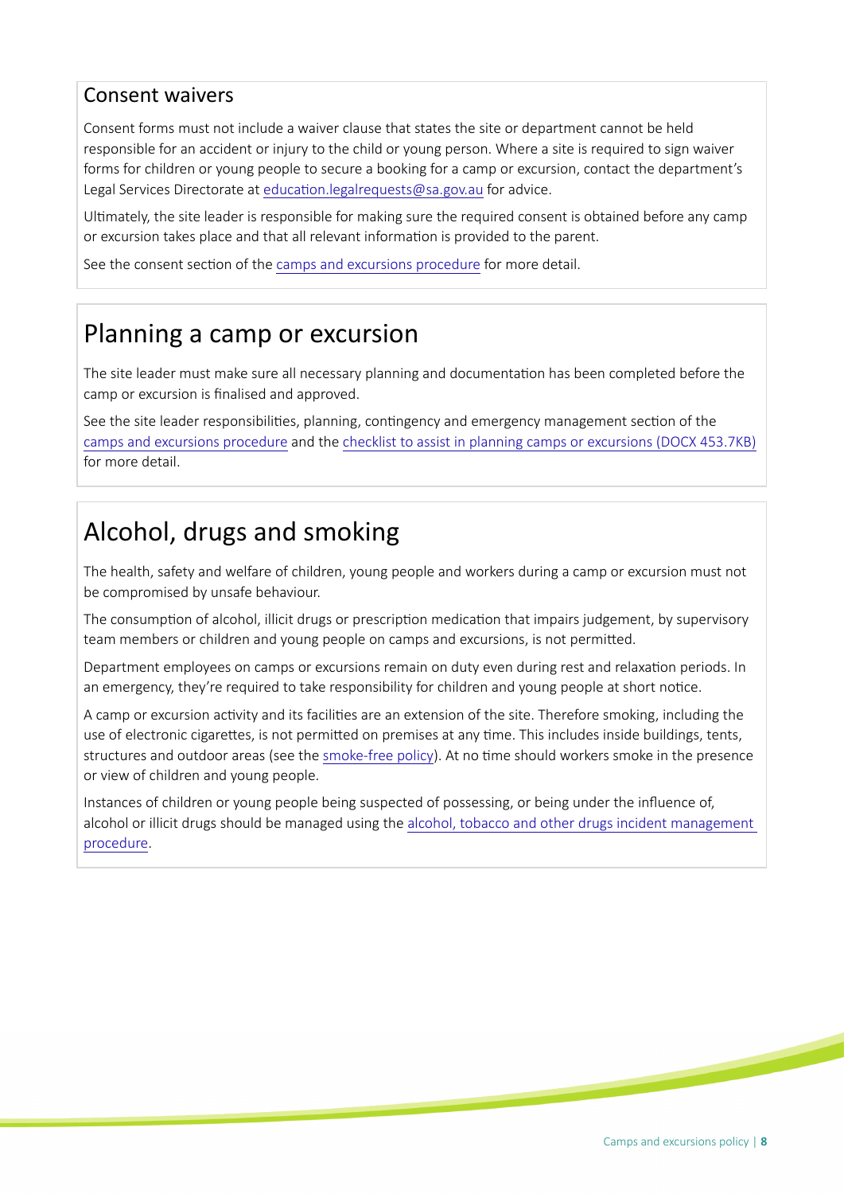### Consent waivers

Consent forms must not include a waiver clause that states the site or department cannot be held responsible for an accident or injury to the child or young person. Where a site is required to sign waiver forms for children or young people to secure a booking for a camp or excursion, contact the department's Legal Services Directorate at education.legalrequests@sa.gov.au for advice.

Ultimately, the site leader is responsible for making sure the required consent is obtained before any camp or excursion takes place and that all relevant information is provided to the parent.

See the consent section of the camps and excursions procedure for more detail.

## Planning a camp or excursion

The site leader must make sure all necessary planning and documentation has been completed before the camp or excursion is finalised and approved.

See the site leader responsibilities, planning, contingency and emergency management section of the camps and excursions procedure and the checklist to assist in planning camps or excursions (DOCX 453.7KB) for more detail.

## Alcohol, drugs and smoking

The health, safety and welfare of children, young people and workers during a camp or excursion must not be compromised by unsafe behaviour.

The consumption of alcohol, illicit drugs or prescription medication that impairs judgement, by supervisory team members or children and young people on camps and excursions, is not permitted.

Department employees on camps or excursions remain on duty even during rest and relaxation periods. In an emergency, they're required to take responsibility for children and young people at short notice.

A camp or excursion activity and its facilities are an extension of the site. Therefore smoking, including the use of electronic cigarettes, is not permitted on premises at any time. This includes inside buildings, tents, structures and outdoor areas (see the smoke-free policy). At no time should workers smoke in the presence or view of children and young people.

Instances of children or young people being suspected of possessing, or being under the influence of, alcohol or illicit drugs should be managed using the alcohol, tobacco and other drugs incident management procedure.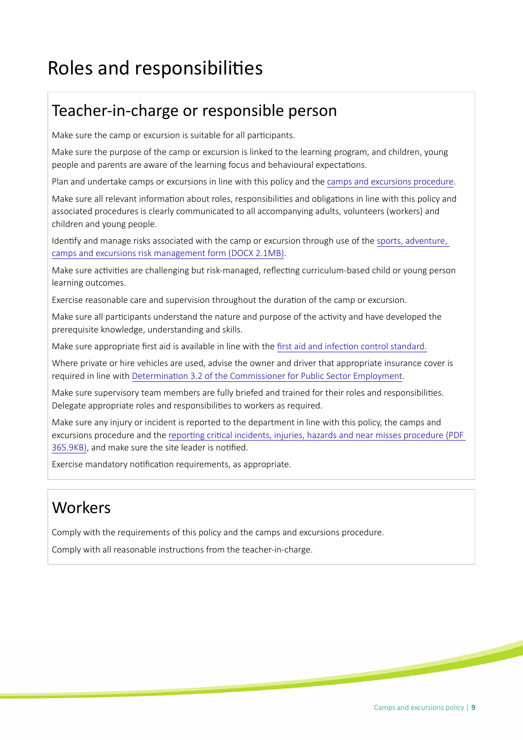# Roles and responsibilities

## Teacher-in-charge or responsible person

Make sure the camp or excursion is suitable for all participants.

Make sure the purpose of the camp or excursion is linked to the learning program, and children, young people and parents are aware of the learning focus and behavioural expectations.

Plan and undertake camps or excursions in line with this policy and the camps and excursions procedure.

Make sure all relevant information about roles, responsibilities and obligations in line with this policy and associated procedures is clearly communicated to all accompanying adults, volunteers (workers) and children and young people.

Identify and manage risks associated with the camp or excursion through use of the sports, adventure, camps and excursions risk management form (DOCX 2.1MB).

Make sure activities are challenging but risk-managed, reflecting curriculum-based child or young person learning outcomes.

Exercise reasonable care and supervision throughout the duration of the camp or excursion.

Make sure all participants understand the nature and purpose of the activity and have developed the prerequisite knowledge, understanding and skills.

Make sure appropriate first aid is available in line with the first aid and infection control standard.

Where private or hire vehicles are used, advise the owner and driver that appropriate insurance cover is required in line with Determination 3.2 of the Commissioner for Public Sector Employment.

Make sure supervisory team members are fully briefed and trained for their roles and responsibilities. Delegate appropriate roles and responsibilities to workers as required.

Make sure any injury or incident is reported to the department in line with this policy, the camps and excursions procedure and the reporting critical incidents, injuries, hazards and near misses procedure (PDF 365.9KB), and make sure the site leader is notified.

Exercise mandatory notification requirements, as appropriate.

## Workers

Comply with the requirements of this policy and the camps and excursions procedure.

Comply with all reasonable instructions from the teacher-in-charge.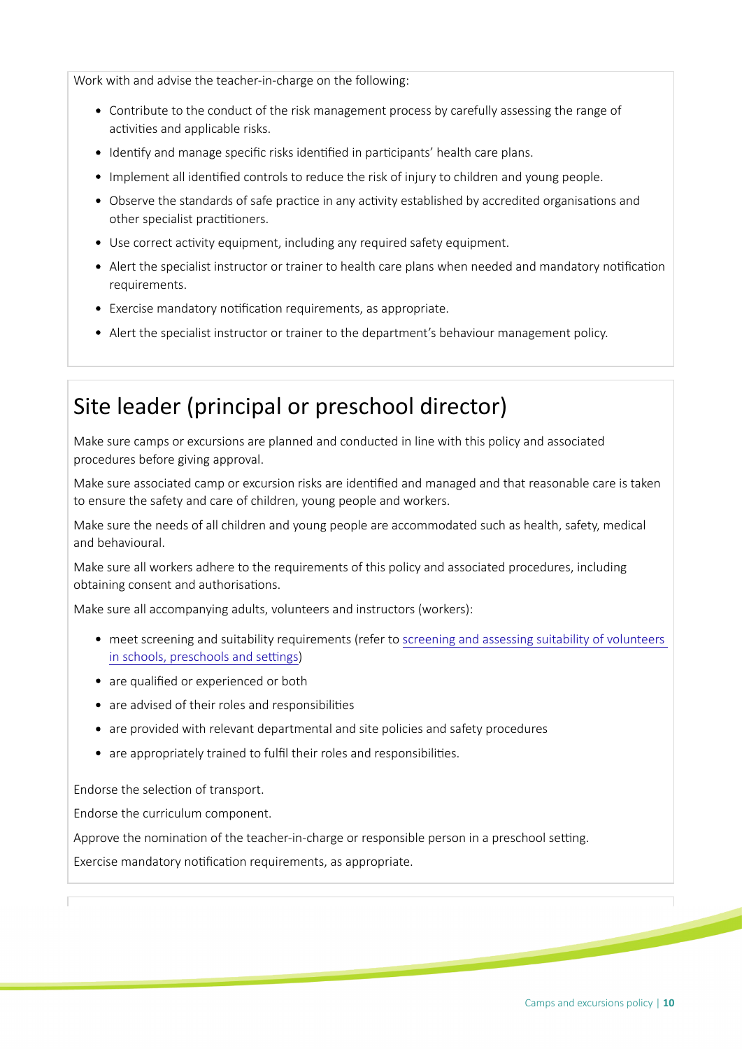Work with and advise the teacher-in-charge on the following:

- Contribute to the conduct of the risk management process by carefully assessing the range of activities and applicable risks.
- Identify and manage specific risks identified in participants' health care plans.
- Implement all identified controls to reduce the risk of injury to children and young people.
- Observe the standards of safe practice in any activity established by accredited organisations and other specialist practitioners.
- Use correct activity equipment, including any required safety equipment.
- Alert the specialist instructor or trainer to health care plans when needed and mandatory notification requirements.
- Exercise mandatory notification requirements, as appropriate.
- Alert the specialist instructor or trainer to the department's behaviour management policy.

## Site leader (principal or preschool director)

Make sure camps or excursions are planned and conducted in line with this policy and associated procedures before giving approval.

Make sure associated camp or excursion risks are identified and managed and that reasonable care is taken to ensure the safety and care of children, young people and workers.

Make sure the needs of all children and young people are accommodated such as health, safety, medical and behavioural.

Make sure all workers adhere to the requirements of this policy and associated procedures, including obtaining consent and authorisations.

Make sure all accompanying adults, volunteers and instructors (workers):

- meet screening and suitability requirements (refer to [screening and assessing suitability of volunteers in schools, preschools and settings](#))
- are qualified or experienced or both
- are advised of their roles and responsibilities
- are provided with relevant departmental and site policies and safety procedures
- are appropriately trained to fulfil their roles and responsibilities.

Endorse the selection of transport.

Endorse the curriculum component.

Approve the nomination of the teacher-in-charge or responsible person in a preschool setting.

Exercise mandatory notification requirements, as appropriate.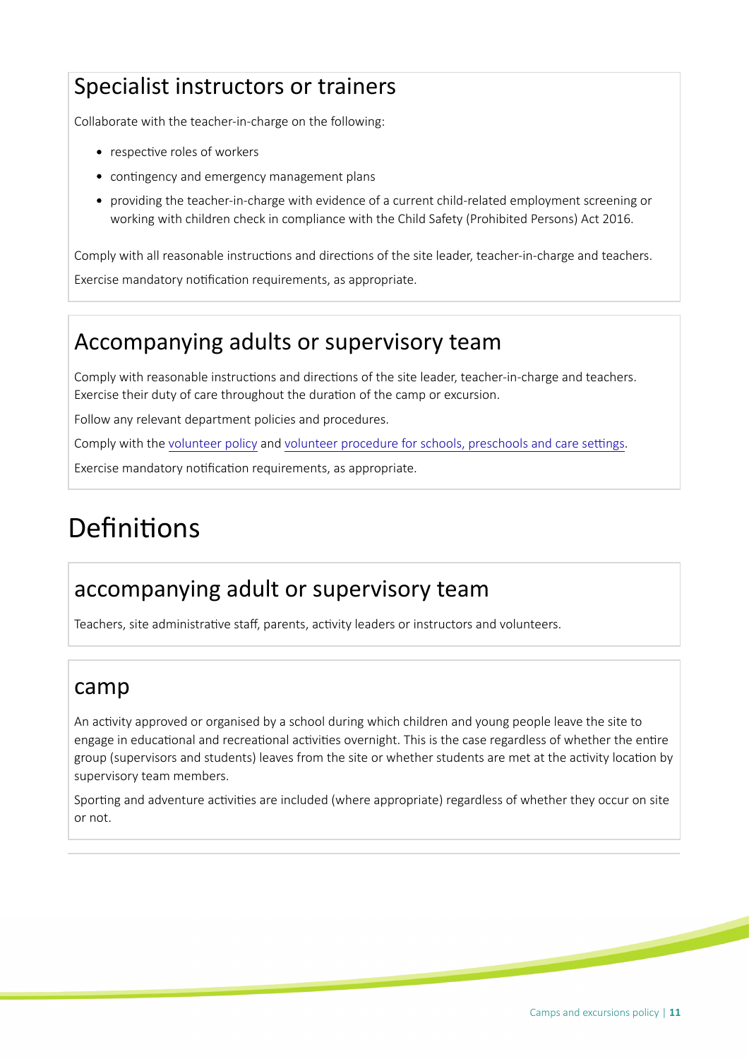## Specialist instructors or trainers

Collaborate with the teacher-in-charge on the following:

- respective roles of workers
- contingency and emergency management plans
- providing the teacher-in-charge with evidence of a current child-related employment screening or working with children check in compliance with the Child Safety (Prohibited Persons) Act 2016.

Comply with all reasonable instructions and directions of the site leader, teacher-in-charge and teachers.

Exercise mandatory notification requirements, as appropriate.

## Accompanying adults or supervisory team

Comply with reasonable instructions and directions of the site leader, teacher-in-charge and teachers. Exercise their duty of care throughout the duration of the camp or excursion.

Follow any relevant department policies and procedures.

Comply with the volunteer policy and volunteer procedure for schools, preschools and care settings.

Exercise mandatory notification requirements, as appropriate.

# Definitions

## accompanying adult or supervisory team

Teachers, site administrative staff, parents, activity leaders or instructors and volunteers.

## camp

An activity approved or organised by a school during which children and young people leave the site to engage in educational and recreational activities overnight. This is the case regardless of whether the entire group (supervisors and students) leaves from the site or whether students are met at the activity location by supervisory team members.

Sporting and adventure activities are included (where appropriate) regardless of whether they occur on site or not.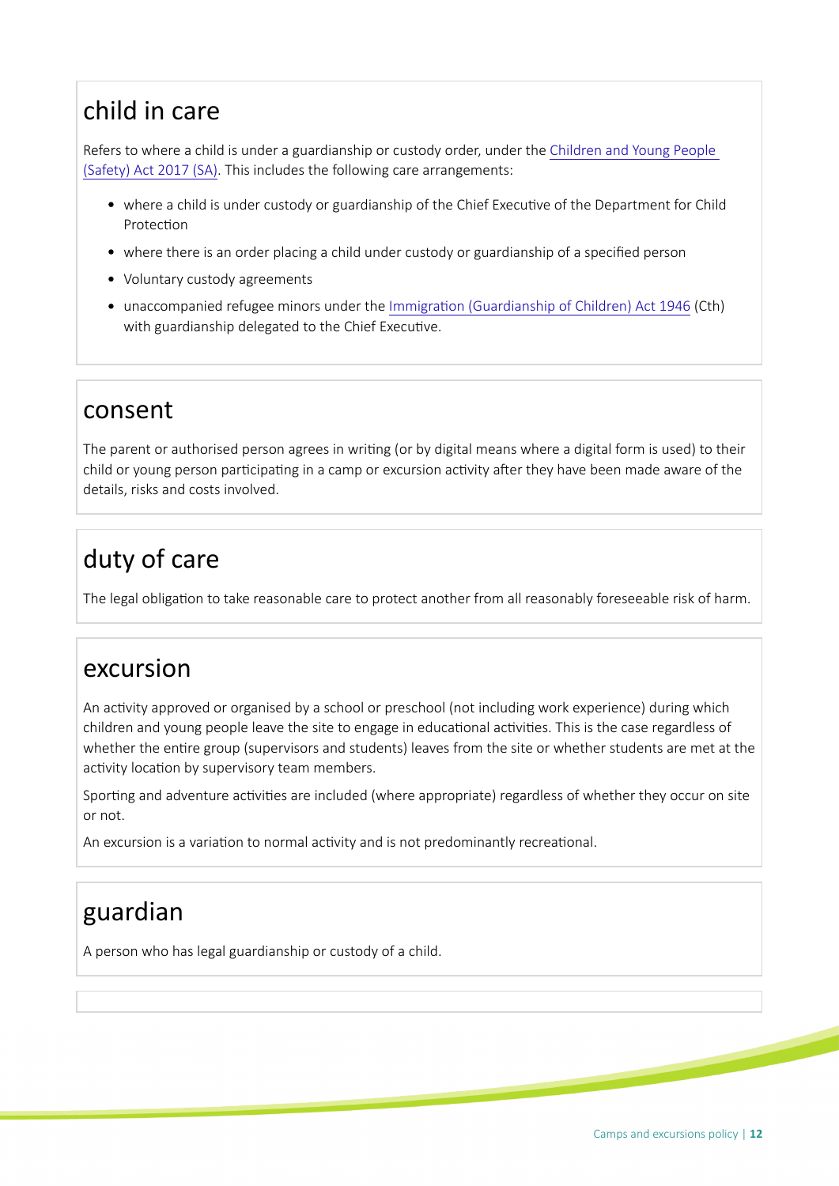## child in care

Refers to where a child is under a guardianship or custody order, under the [Children and Young People (Safety) Act 2017 (SA)](). This includes the following care arrangements:

- where a child is under custody or guardianship of the Chief Executive of the Department for Child Protection
- where there is an order placing a child under custody or guardianship of a specified person
- Voluntary custody agreements
- unaccompanied refugee minors under the [Immigration (Guardianship of Children) Act 1946]() (Cth) with guardianship delegated to the Chief Executive.

## consent

The parent or authorised person agrees in writing (or by digital means where a digital form is used) to their child or young person participating in a camp or excursion activity after they have been made aware of the details, risks and costs involved.

## duty of care

The legal obligation to take reasonable care to protect another from all reasonably foreseeable risk of harm.

## excursion

An activity approved or organised by a school or preschool (not including work experience) during which children and young people leave the site to engage in educational activities. This is the case regardless of whether the entire group (supervisors and students) leaves from the site or whether students are met at the activity location by supervisory team members.

Sporting and adventure activities are included (where appropriate) regardless of whether they occur on site or not.

An excursion is a variation to normal activity and is not predominantly recreational.

## guardian

A person who has legal guardianship or custody of a child.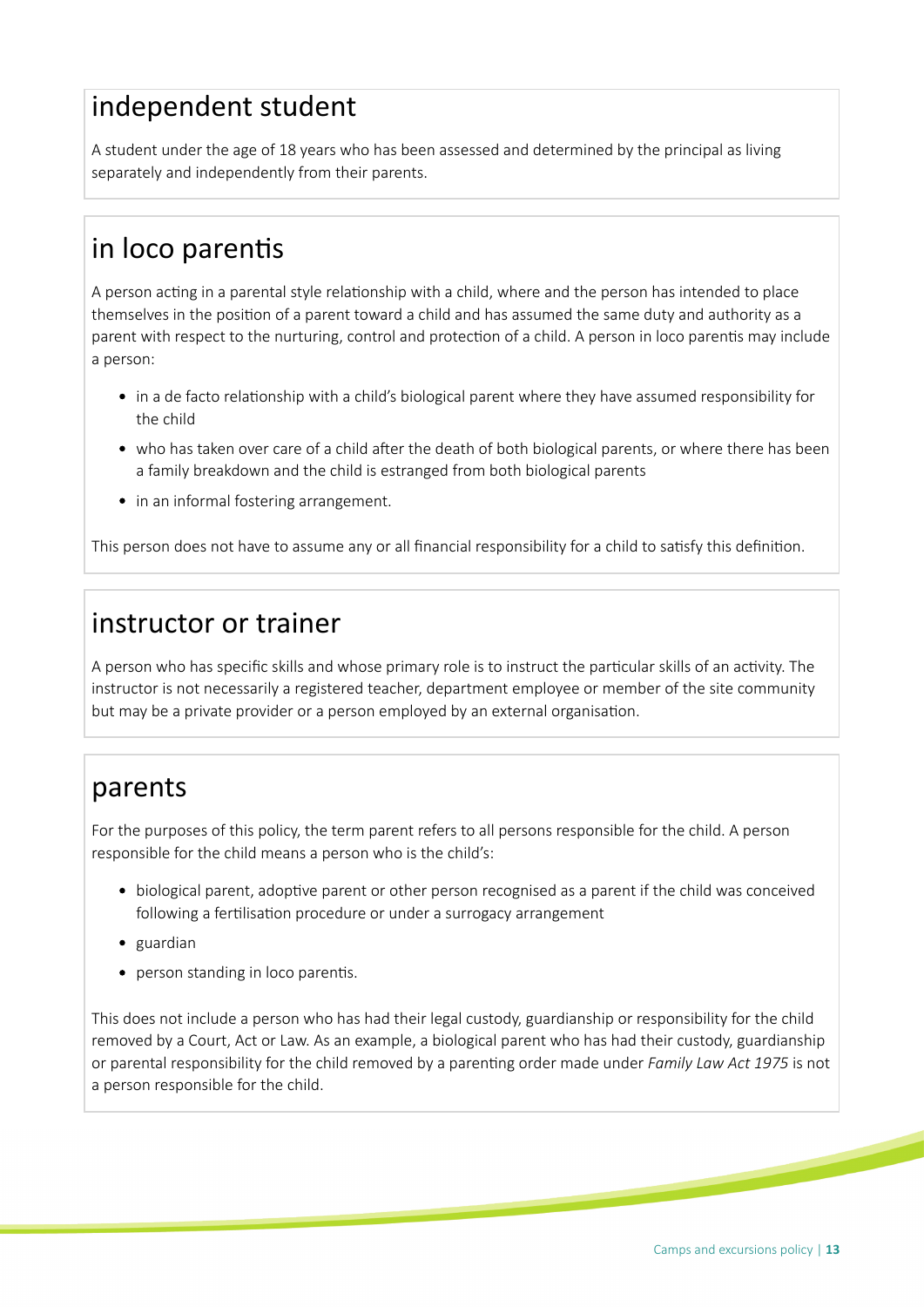## independent student

A student under the age of 18 years who has been assessed and determined by the principal as living separately and independently from their parents.

## in loco parentis

A person acting in a parental style relationship with a child, where and the person has intended to place themselves in the position of a parent toward a child and has assumed the same duty and authority as a parent with respect to the nurturing, control and protection of a child. A person in loco parentis may include a person:

- in a de facto relationship with a child's biological parent where they have assumed responsibility for the child
- who has taken over care of a child after the death of both biological parents, or where there has been a family breakdown and the child is estranged from both biological parents
- in an informal fostering arrangement.

This person does not have to assume any or all financial responsibility for a child to satisfy this definition.

## instructor or trainer

A person who has specific skills and whose primary role is to instruct the particular skills of an activity. The instructor is not necessarily a registered teacher, department employee or member of the site community but may be a private provider or a person employed by an external organisation.

## parents

For the purposes of this policy, the term parent refers to all persons responsible for the child. A person responsible for the child means a person who is the child's:

- biological parent, adoptive parent or other person recognised as a parent if the child was conceived following a fertilisation procedure or under a surrogacy arrangement
- guardian
- person standing in loco parentis.

This does not include a person who has had their legal custody, guardianship or responsibility for the child removed by a Court, Act or Law. As an example, a biological parent who has had their custody, guardianship or parental responsibility for the child removed by a parenting order made under *Family Law Act 1975* is not a person responsible for the child.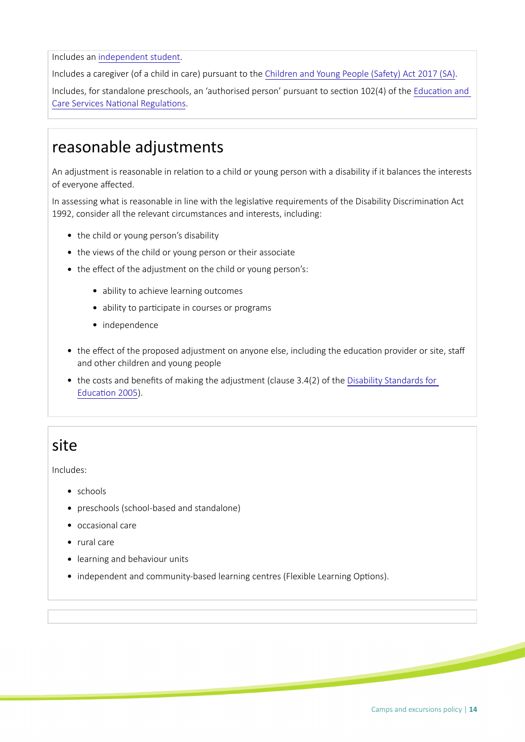Includes an independent student.

Includes a caregiver (of a child in care) pursuant to the Children and Young People (Safety) Act 2017 (SA).

Includes, for standalone preschools, an 'authorised person' pursuant to section 102(4) of the Education and Care Services National Regulations.

## reasonable adjustments

An adjustment is reasonable in relation to a child or young person with a disability if it balances the interests of everyone affected.

In assessing what is reasonable in line with the legislative requirements of the Disability Discrimination Act 1992, consider all the relevant circumstances and interests, including:

- the child or young person's disability
- the views of the child or young person or their associate
- the effect of the adjustment on the child or young person's:
    - ability to achieve learning outcomes
    - ability to participate in courses or programs
    - independence
- the effect of the proposed adjustment on anyone else, including the education provider or site, staff and other children and young people
- the costs and benefits of making the adjustment (clause 3.4(2) of the Disability Standards for Education 2005).

## site

Includes:

- schools
- preschools (school-based and standalone)
- occasional care
- rural care
- learning and behaviour units
- independent and community-based learning centres (Flexible Learning Options).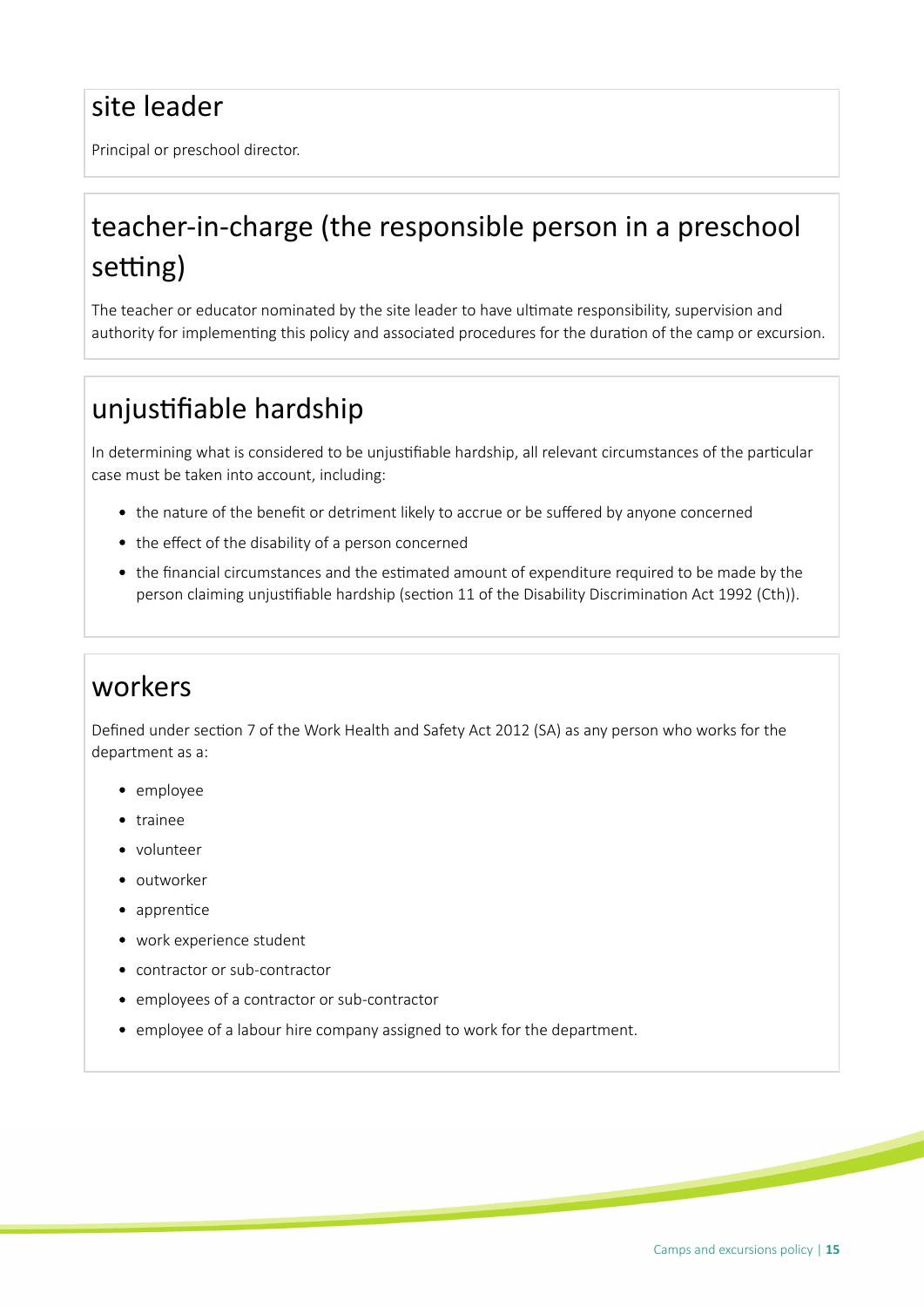## site leader

Principal or preschool director.

## teacher-in-charge (the responsible person in a preschool setting)

The teacher or educator nominated by the site leader to have ultimate responsibility, supervision and authority for implementing this policy and associated procedures for the duration of the camp or excursion.

## unjustifiable hardship

In determining what is considered to be unjustifiable hardship, all relevant circumstances of the particular case must be taken into account, including:

- the nature of the benefit or detriment likely to accrue or be suffered by anyone concerned
- the effect of the disability of a person concerned
- the financial circumstances and the estimated amount of expenditure required to be made by the person claiming unjustifiable hardship (section 11 of the Disability Discrimination Act 1992 (Cth)).

## workers

Defined under section 7 of the Work Health and Safety Act 2012 (SA) as any person who works for the department as a:

- employee
- trainee
- volunteer
- outworker
- apprentice
- work experience student
- contractor or sub-contractor
- employees of a contractor or sub-contractor
- employee of a labour hire company assigned to work for the department.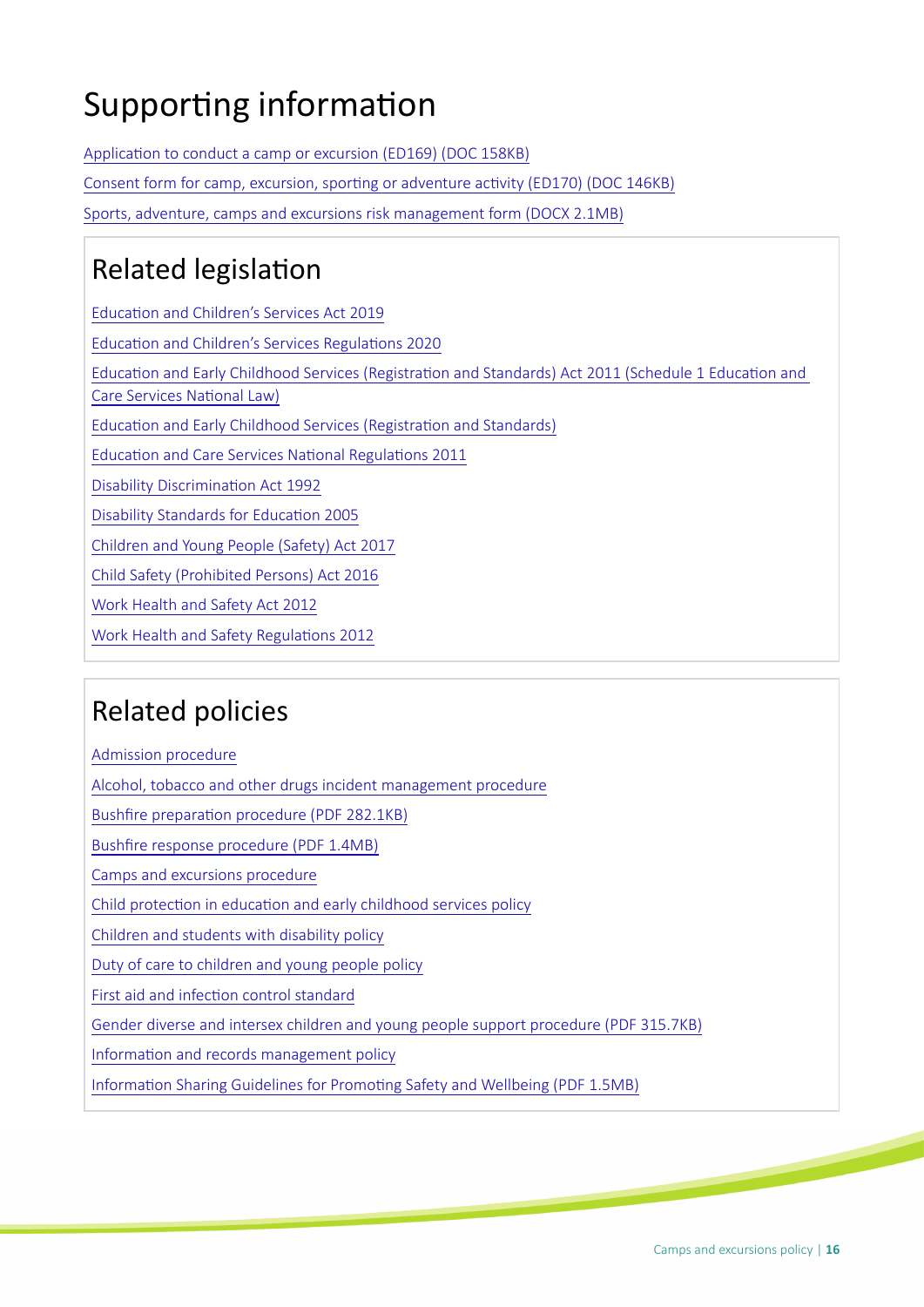# Supporting information

Application to conduct a camp or excursion (ED169) (DOC 158KB)

Consent form for camp, excursion, sporting or adventure activity (ED170) (DOC 146KB)

Sports, adventure, camps and excursions risk management form (DOCX 2.1MB)

## Related legislation

Education and Children's Services Act 2019

Education and Children's Services Regulations 2020

Education and Early Childhood Services (Registration and Standards) Act 2011 (Schedule 1 Education and Care Services National Law)

Education and Early Childhood Services (Registration and Standards)

Education and Care Services National Regulations 2011

Disability Discrimination Act 1992

Disability Standards for Education 2005

Children and Young People (Safety) Act 2017

Child Safety (Prohibited Persons) Act 2016

Work Health and Safety Act 2012

Work Health and Safety Regulations 2012

## Related policies

Admission procedure

Alcohol, tobacco and other drugs incident management procedure

Bushfire preparation procedure (PDF 282.1KB)

Bushfire response procedure (PDF 1.4MB)

Camps and excursions procedure

Child protection in education and early childhood services policy

Children and students with disability policy

Duty of care to children and young people policy

First aid and infection control standard

Gender diverse and intersex children and young people support procedure (PDF 315.7KB)

Information and records management policy

Information Sharing Guidelines for Promoting Safety and Wellbeing (PDF 1.5MB)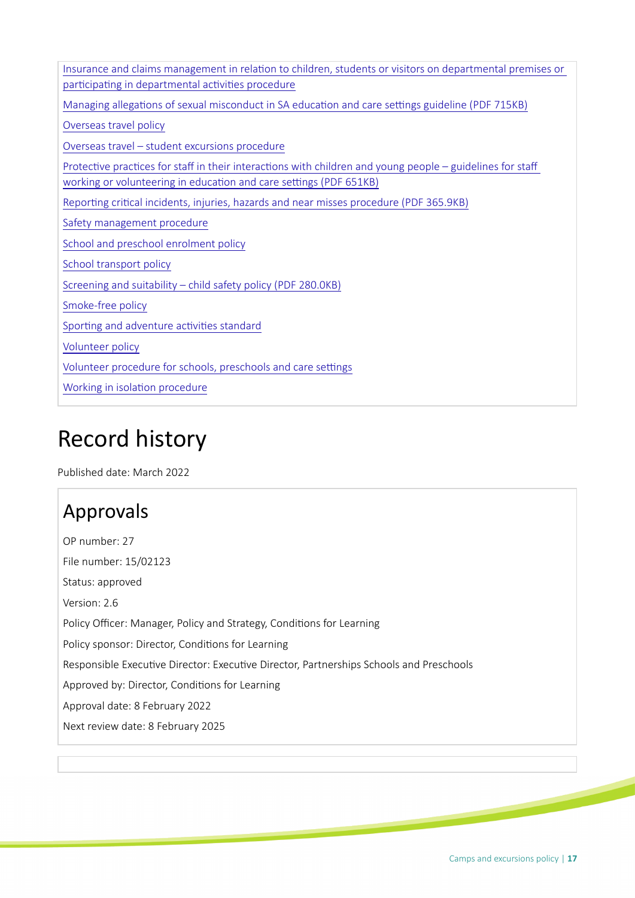Insurance and claims management in relation to children, students or visitors on departmental premises or participating in departmental activities procedure

Managing allegations of sexual misconduct in SA education and care settings guideline (PDF 715KB)

Overseas travel policy

Overseas travel – student excursions procedure

Protective practices for staff in their interactions with children and young people – guidelines for staff working or volunteering in education and care settings (PDF 651KB)

Reporting critical incidents, injuries, hazards and near misses procedure (PDF 365.9KB)

Safety management procedure

School and preschool enrolment policy

School transport policy

Screening and suitability – child safety policy (PDF 280.0KB)

Smoke-free policy

Sporting and adventure activities standard

Volunteer policy

Volunteer procedure for schools, preschools and care settings

Working in isolation procedure

# Record history

Published date: March 2022

## Approvals

OP number: 27

File number: 15/02123

Status: approved

Version: 2.6

Policy Officer: Manager, Policy and Strategy, Conditions for Learning

Policy sponsor: Director, Conditions for Learning

Responsible Executive Director: Executive Director, Partnerships Schools and Preschools

Approved by: Director, Conditions for Learning

Approval date: 8 February 2022

Next review date: 8 February 2025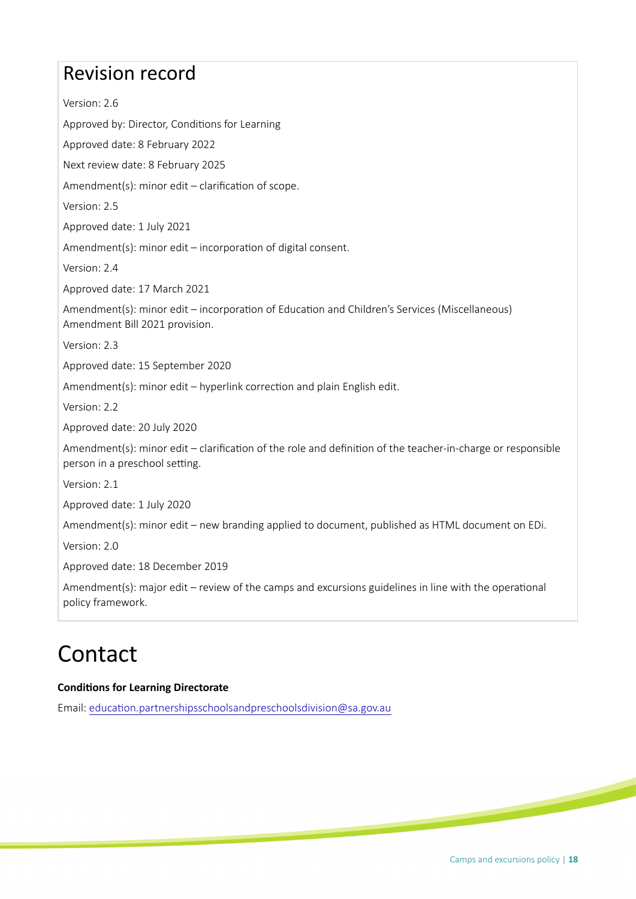## Revision record

Version: 2.6

Approved by: Director, Conditions for Learning

Approved date: 8 February 2022

Next review date: 8 February 2025

Amendment(s): minor edit – clarification of scope.

Version: 2.5

Approved date: 1 July 2021

Amendment(s): minor edit – incorporation of digital consent.

Version: 2.4

Approved date: 17 March 2021

Amendment(s): minor edit – incorporation of Education and Children's Services (Miscellaneous) Amendment Bill 2021 provision.

Version: 2.3

Approved date: 15 September 2020

Amendment(s): minor edit – hyperlink correction and plain English edit.

Version: 2.2

Approved date: 20 July 2020

Amendment(s): minor edit – clarification of the role and definition of the teacher-in-charge or responsible person in a preschool setting.

Version: 2.1

Approved date: 1 July 2020

Amendment(s): minor edit – new branding applied to document, published as HTML document on EDi.

Version: 2.0

Approved date: 18 December 2019

Amendment(s): major edit – review of the camps and excursions guidelines in line with the operational policy framework.

# Contact

**Conditions for Learning Directorate**

Email: education.partnershipsschoolsandpreschoolsdivision@sa.gov.au